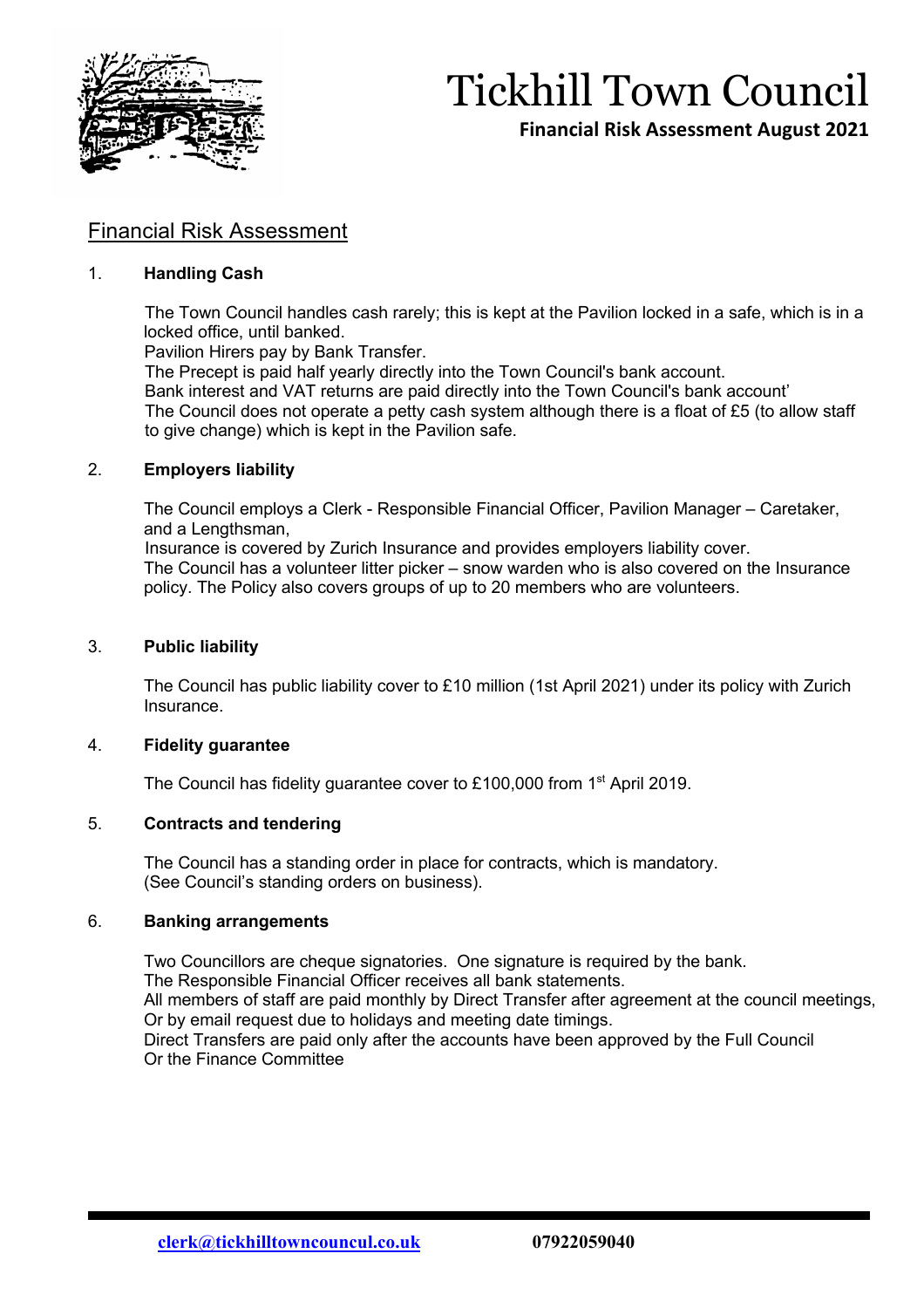# Tickhill Town Council

**Financial Risk Assessment August 2021**

## Financial Risk Assessment

### 1. Handling Cash

The Town Council handles cash rarely; this is kept at the Pavilion locked in a safe, which is in a locked office, until banked.
Pavilion Hirers pay by Bank Transfer.
The Precept is paid half yearly directly into the Town Council's bank account.
Bank interest and VAT returns are paid directly into the Town Council's bank account'
The Council does not operate a petty cash system although there is a float of £5 (to allow staff to give change) which is kept in the Pavilion safe.

### 2. Employers liability

The Council employs a Clerk - Responsible Financial Officer, Pavilion Manager – Caretaker, and a Lengthsman,
Insurance is covered by Zurich Insurance and provides employers liability cover.
The Council has a volunteer litter picker – snow warden who is also covered on the Insurance policy. The Policy also covers groups of up to 20 members who are volunteers.

### 3. Public liability

The Council has public liability cover to £10 million (1st April 2021) under its policy with Zurich Insurance.

### 4. Fidelity guarantee

The Council has fidelity guarantee cover to £100,000 from 1st April 2019.

### 5. Contracts and tendering

The Council has a standing order in place for contracts, which is mandatory.
(See Council's standing orders on business).

### 6. Banking arrangements

Two Councillors are cheque signatories. One signature is required by the bank.
The Responsible Financial Officer receives all bank statements.
All members of staff are paid monthly by Direct Transfer after agreement at the council meetings, Or by email request due to holidays and meeting date timings.
Direct Transfers are paid only after the accounts have been approved by the Full Council Or the Finance Committee

clerk@tickhilltowncouncul.co.uk 07922059040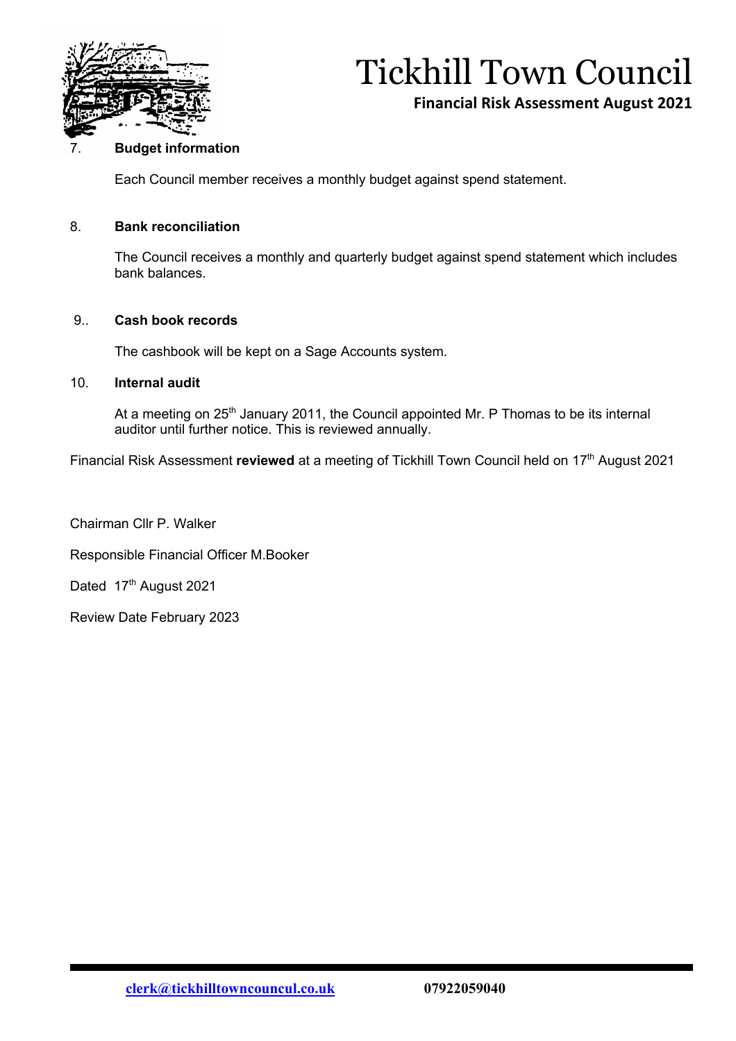# Tickhill Town Council

**Financial Risk Assessment August 2021**

7. **Budget information**

   Each Council member receives a monthly budget against spend statement.

8. **Bank reconciliation**

   The Council receives a monthly and quarterly budget against spend statement which includes bank balances.

9.. **Cash book records**

   The cashbook will be kept on a Sage Accounts system.

10. **Internal audit**

   At a meeting on 25th January 2011, the Council appointed Mr. P Thomas to be its internal auditor until further notice. This is reviewed annually.

Financial Risk Assessment **reviewed** at a meeting of Tickhill Town Council held on 17th August 2021

Chairman Cllr P. Walker

Responsible Financial Officer M.Booker

Dated 17th August 2021

Review Date February 2023

**clerk@tickhilltowncouncul.co.uk** **07922059040**